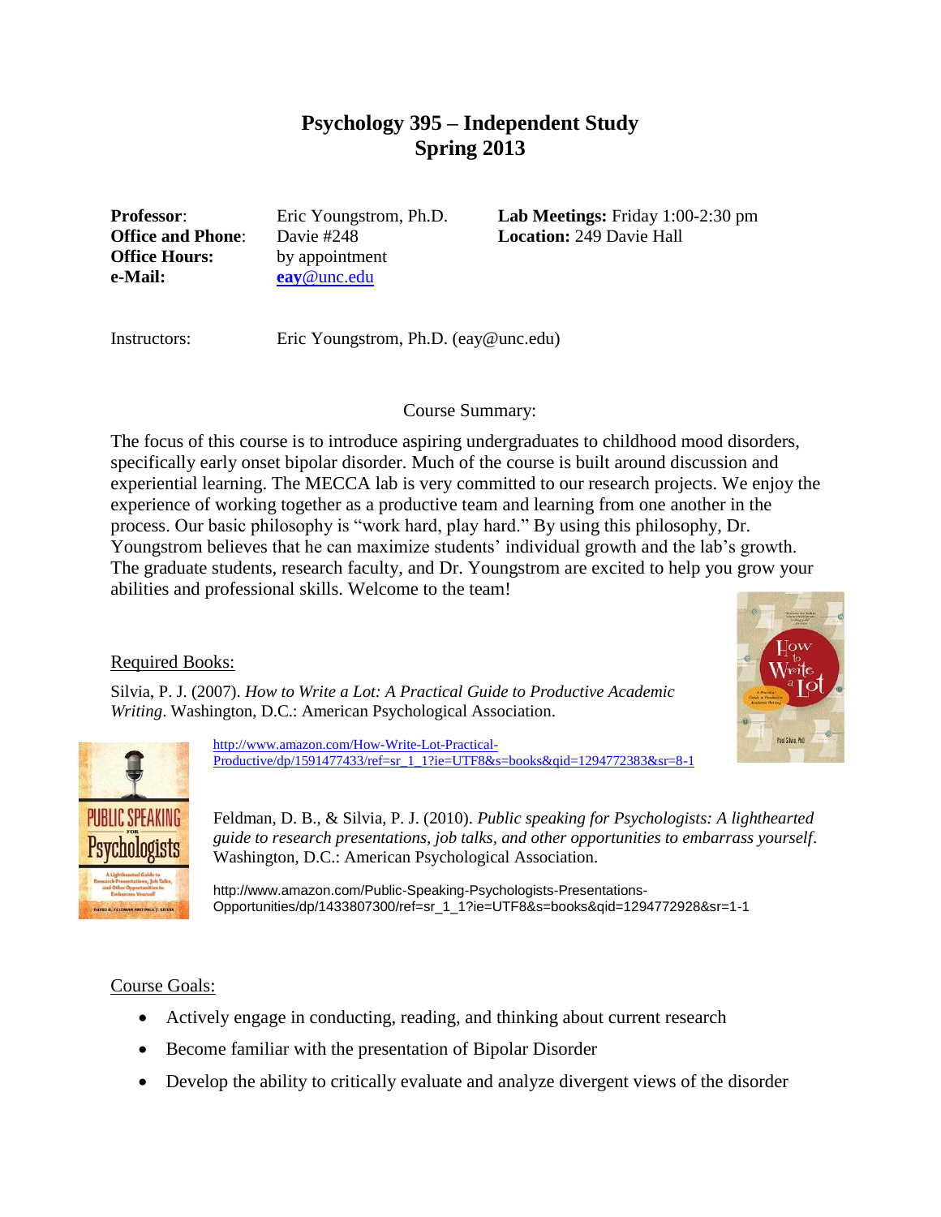# Psychology 395 – Independent Study
## Spring 2013

| | | | |
|---|---|---|---|
| **Professor**: | Eric Youngstrom, Ph.D. | **Lab Meetings:** Friday 1:00-2:30 pm | |
| **Office and Phone**: | Davie #248 | **Location:** 249 Davie Hall | |
| **Office Hours:** | by appointment | | |
| **e-Mail:** | **eay**@unc.edu | | |

Instructors: Eric Youngstrom, Ph.D. (eay@unc.edu)

Course Summary:

The focus of this course is to introduce aspiring undergraduates to childhood mood disorders, specifically early onset bipolar disorder. Much of the course is built around discussion and experiential learning. The MECCA lab is very committed to our research projects. We enjoy the experience of working together as a productive team and learning from one another in the process. Our basic philosophy is "work hard, play hard." By using this philosophy, Dr. Youngstrom believes that he can maximize students' individual growth and the lab's growth. The graduate students, research faculty, and Dr. Youngstrom are excited to help you grow your abilities and professional skills. Welcome to the team!

Required Books:

Silvia, P. J. (2007). *How to Write a Lot: A Practical Guide to Productive Academic Writing*. Washington, D.C.: American Psychological Association.

http://www.amazon.com/How-Write-Lot-Practical-Productive/dp/1591477433/ref=sr_1_1?ie=UTF8&s=books&qid=1294772383&sr=8-1

Feldman, D. B., & Silvia, P. J. (2010). *Public speaking for Psychologists: A lighthearted guide to research presentations, job talks, and other opportunities to embarrass yourself*. Washington, D.C.: American Psychological Association.

http://www.amazon.com/Public-Speaking-Psychologists-Presentations-Opportunities/dp/1433807300/ref=sr_1_1?ie=UTF8&s=books&qid=1294772928&sr=1-1

Course Goals:

- Actively engage in conducting, reading, and thinking about current research
- Become familiar with the presentation of Bipolar Disorder
- Develop the ability to critically evaluate and analyze divergent views of the disorder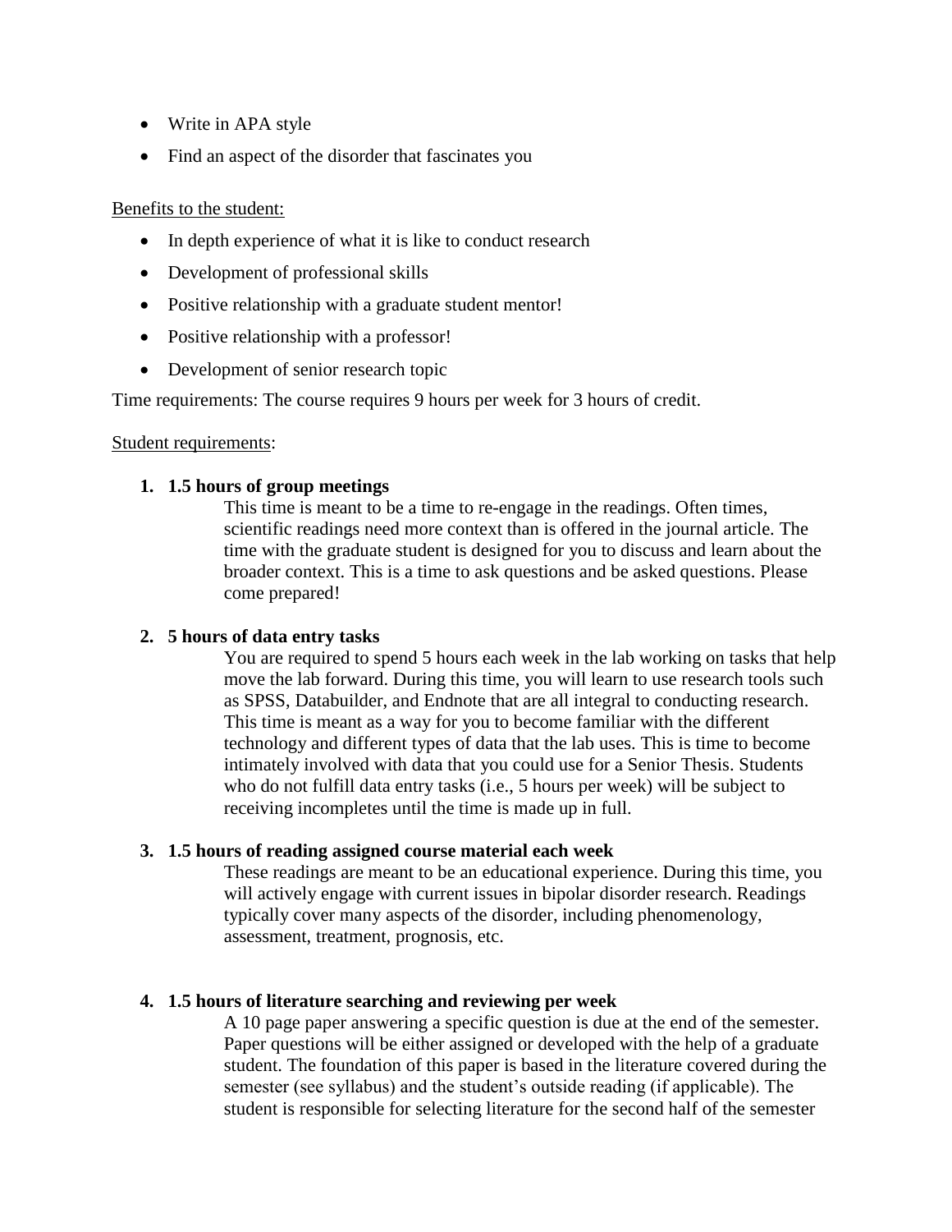- Write in APA style
- Find an aspect of the disorder that fascinates you

Benefits to the student:

- In depth experience of what it is like to conduct research
- Development of professional skills
- Positive relationship with a graduate student mentor!
- Positive relationship with a professor!
- Development of senior research topic

Time requirements: The course requires 9 hours per week for 3 hours of credit.

Student requirements:

1. **1.5 hours of group meetings**

   This time is meant to be a time to re-engage in the readings. Often times, scientific readings need more context than is offered in the journal article. The time with the graduate student is designed for you to discuss and learn about the broader context. This is a time to ask questions and be asked questions. Please come prepared!

2. **5 hours of data entry tasks**

   You are required to spend 5 hours each week in the lab working on tasks that help move the lab forward. During this time, you will learn to use research tools such as SPSS, Databuilder, and Endnote that are all integral to conducting research. This time is meant as a way for you to become familiar with the different technology and different types of data that the lab uses. This is time to become intimately involved with data that you could use for a Senior Thesis. Students who do not fulfill data entry tasks (i.e., 5 hours per week) will be subject to receiving incompletes until the time is made up in full.

3. **1.5 hours of reading assigned course material each week**

   These readings are meant to be an educational experience. During this time, you will actively engage with current issues in bipolar disorder research. Readings typically cover many aspects of the disorder, including phenomenology, assessment, treatment, prognosis, etc.

4. **1.5 hours of literature searching and reviewing per week**

   A 10 page paper answering a specific question is due at the end of the semester. Paper questions will be either assigned or developed with the help of a graduate student. The foundation of this paper is based in the literature covered during the semester (see syllabus) and the student's outside reading (if applicable). The student is responsible for selecting literature for the second half of the semester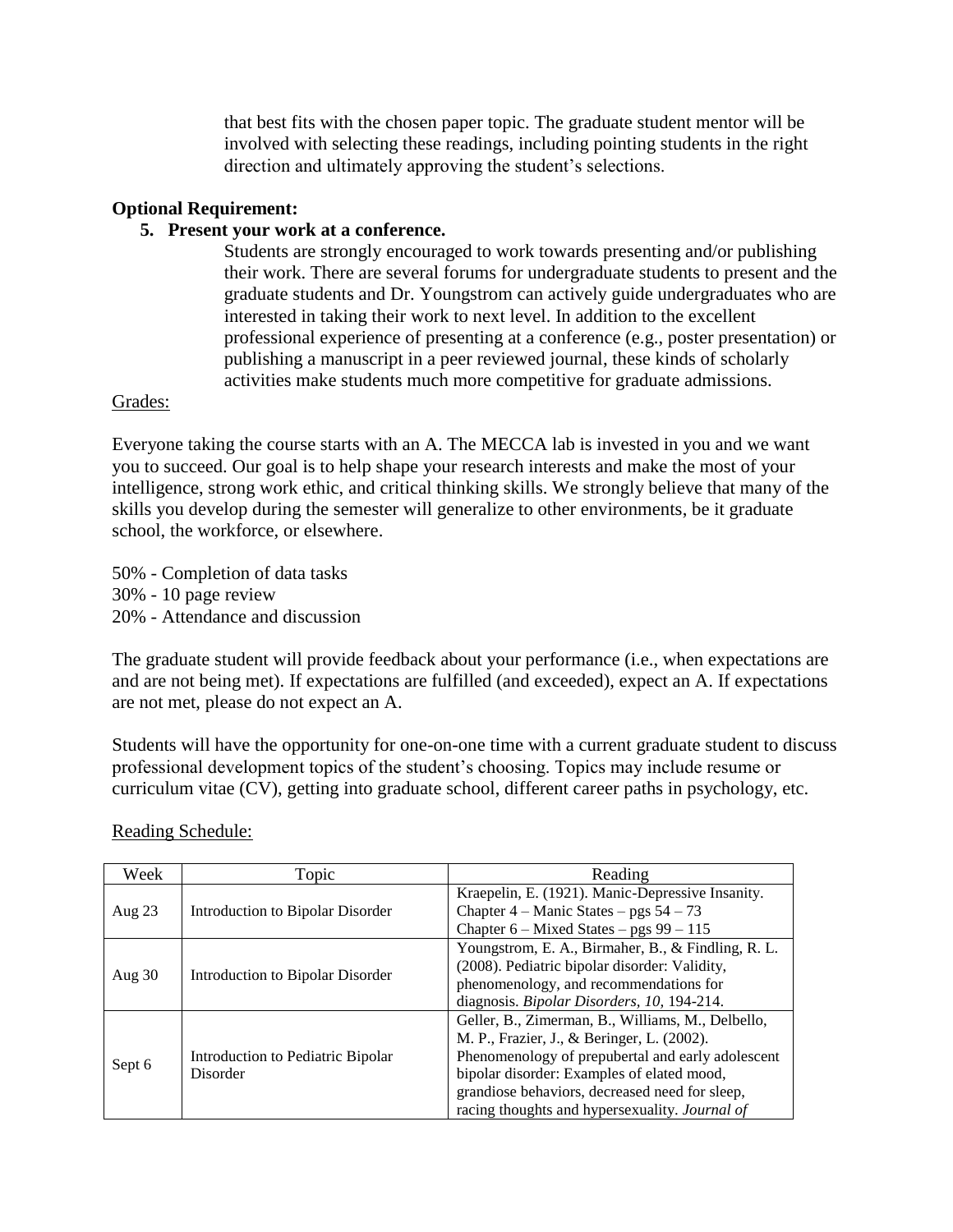that best fits with the chosen paper topic. The graduate student mentor will be involved with selecting these readings, including pointing students in the right direction and ultimately approving the student's selections.

**Optional Requirement:**

5. **Present your work at a conference.**

   Students are strongly encouraged to work towards presenting and/or publishing their work. There are several forums for undergraduate students to present and the graduate students and Dr. Youngstrom can actively guide undergraduates who are interested in taking their work to next level. In addition to the excellent professional experience of presenting at a conference (e.g., poster presentation) or publishing a manuscript in a peer reviewed journal, these kinds of scholarly activities make students much more competitive for graduate admissions.

Grades:

Everyone taking the course starts with an A. The MECCA lab is invested in you and we want you to succeed. Our goal is to help shape your research interests and make the most of your intelligence, strong work ethic, and critical thinking skills. We strongly believe that many of the skills you develop during the semester will generalize to other environments, be it graduate school, the workforce, or elsewhere.

50% - Completion of data tasks
30% - 10 page review
20% - Attendance and discussion

The graduate student will provide feedback about your performance (i.e., when expectations are and are not being met). If expectations are fulfilled (and exceeded), expect an A. If expectations are not met, please do not expect an A.

Students will have the opportunity for one-on-one time with a current graduate student to discuss professional development topics of the student's choosing. Topics may include resume or curriculum vitae (CV), getting into graduate school, different career paths in psychology, etc.

Reading Schedule:

| Week | Topic | Reading |
| --- | --- | --- |
| Aug 23 | Introduction to Bipolar Disorder | Kraepelin, E. (1921). Manic-Depressive Insanity. Chapter 4 – Manic States – pgs 54 – 73 Chapter 6 – Mixed States – pgs 99 – 115 |
| Aug 30 | Introduction to Bipolar Disorder | Youngstrom, E. A., Birmaher, B., & Findling, R. L. (2008). Pediatric bipolar disorder: Validity, phenomenology, and recommendations for diagnosis. *Bipolar Disorders, 10*, 194-214. |
| Sept 6 | Introduction to Pediatric Bipolar Disorder | Geller, B., Zimerman, B., Williams, M., Delbello, M. P., Frazier, J., & Beringer, L. (2002). Phenomenology of prepubertal and early adolescent bipolar disorder: Examples of elated mood, grandiose behaviors, decreased need for sleep, racing thoughts and hypersexuality. *Journal of* |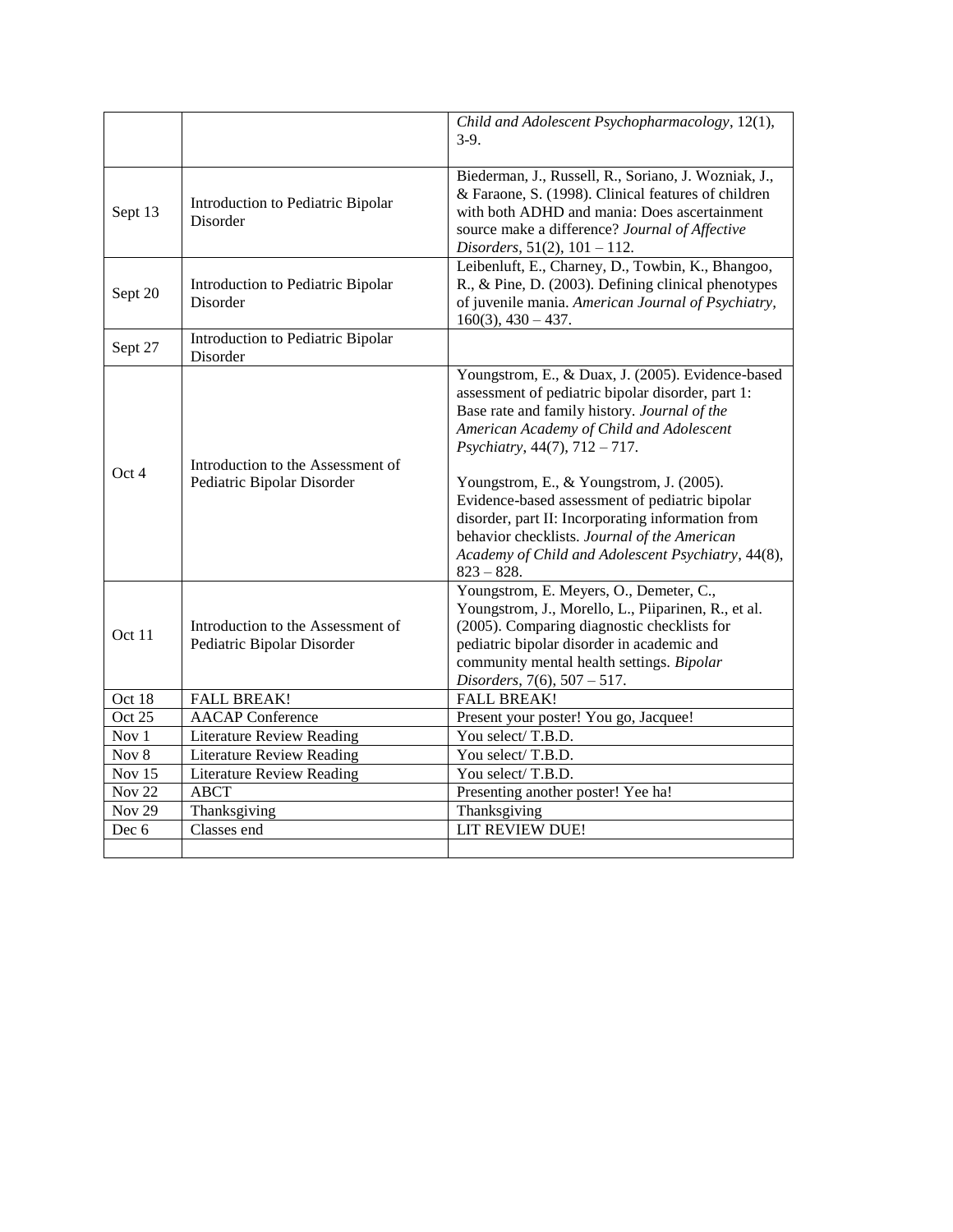| | | |
|---|---|---|
| | | *Child and Adolescent Psychopharmacology*, 12(1), 3-9. |
| Sept 13 | Introduction to Pediatric Bipolar Disorder | Biederman, J., Russell, R., Soriano, J. Wozniak, J., & Faraone, S. (1998). Clinical features of children with both ADHD and mania: Does ascertainment source make a difference? *Journal of Affective Disorders*, 51(2), 101 – 112. |
| Sept 20 | Introduction to Pediatric Bipolar Disorder | Leibenluft, E., Charney, D., Towbin, K., Bhangoo, R., & Pine, D. (2003). Defining clinical phenotypes of juvenile mania. *American Journal of Psychiatry*, 160(3), 430 – 437. |
| Sept 27 | Introduction to Pediatric Bipolar Disorder | |
| Oct 4 | Introduction to the Assessment of Pediatric Bipolar Disorder | Youngstrom, E., & Duax, J. (2005). Evidence-based assessment of pediatric bipolar disorder, part 1: Base rate and family history. *Journal of the American Academy of Child and Adolescent Psychiatry*, 44(7), 712 – 717.<br><br>Youngstrom, E., & Youngstrom, J. (2005). Evidence-based assessment of pediatric bipolar disorder, part II: Incorporating information from behavior checklists. *Journal of the American Academy of Child and Adolescent Psychiatry*, 44(8), 823 – 828. |
| Oct 11 | Introduction to the Assessment of Pediatric Bipolar Disorder | Youngstrom, E. Meyers, O., Demeter, C., Youngstrom, J., Morello, L., Piiparinen, R., et al. (2005). Comparing diagnostic checklists for pediatric bipolar disorder in academic and community mental health settings. *Bipolar Disorders*, 7(6), 507 – 517. |
| Oct 18 | FALL BREAK! | FALL BREAK! |
| Oct 25 | AACAP Conference | Present your poster! You go, Jacquee! |
| Nov 1 | Literature Review Reading | You select/ T.B.D. |
| Nov 8 | Literature Review Reading | You select/ T.B.D. |
| Nov 15 | Literature Review Reading | You select/ T.B.D. |
| Nov 22 | ABCT | Presenting another poster! Yee ha! |
| Nov 29 | Thanksgiving | Thanksgiving |
| Dec 6 | Classes end | LIT REVIEW DUE! |
| | | |